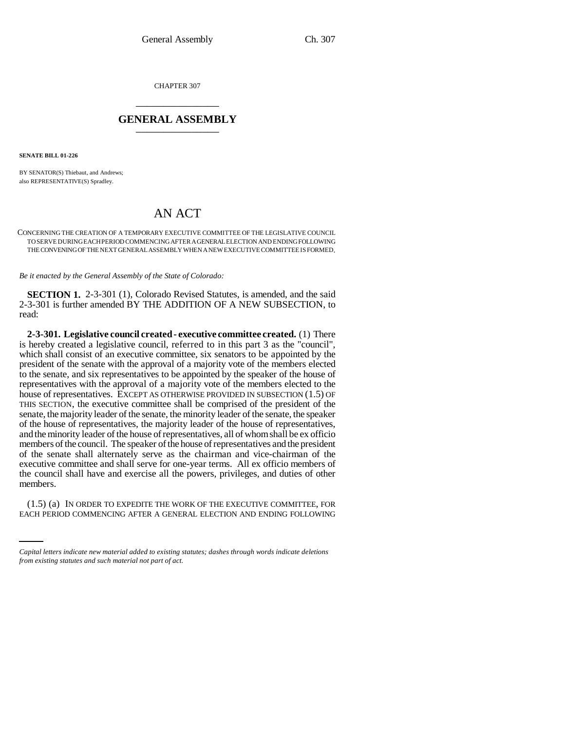CHAPTER 307

## GENERAL ASSEMBLY

**SENATE BILL 01-226**

BY SENATOR(S) Thiebaut, and Andrews;
also REPRESENTATIVE(S) Spradley.

# AN ACT

CONCERNING THE CREATION OF A TEMPORARY EXECUTIVE COMMITTEE OF THE LEGISLATIVE COUNCIL TO SERVE DURING EACH PERIOD COMMENCING AFTER A GENERAL ELECTION AND ENDING FOLLOWING THE CONVENING OF THE NEXT GENERAL ASSEMBLY WHEN A NEW EXECUTIVE COMMITTEE IS FORMED.

*Be it enacted by the General Assembly of the State of Colorado:*

**SECTION 1.** 2-3-301 (1), Colorado Revised Statutes, is amended, and the said 2-3-301 is further amended BY THE ADDITION OF A NEW SUBSECTION, to read:

**2-3-301. Legislative council created - executive committee created.** (1) There is hereby created a legislative council, referred to in this part 3 as the "council", which shall consist of an executive committee, six senators to be appointed by the president of the senate with the approval of a majority vote of the members elected to the senate, and six representatives to be appointed by the speaker of the house of representatives with the approval of a majority vote of the members elected to the house of representatives. EXCEPT AS OTHERWISE PROVIDED IN SUBSECTION (1.5) OF THIS SECTION, the executive committee shall be comprised of the president of the senate, the majority leader of the senate, the minority leader of the senate, the speaker of the house of representatives, the majority leader of the house of representatives, and the minority leader of the house of representatives, all of whom shall be ex officio members of the council. The speaker of the house of representatives and the president of the senate shall alternately serve as the chairman and vice-chairman of the executive committee and shall serve for one-year terms. All ex officio members of the council shall have and exercise all the powers, privileges, and duties of other members.

(1.5) (a) IN ORDER TO EXPEDITE THE WORK OF THE EXECUTIVE COMMITTEE, FOR EACH PERIOD COMMENCING AFTER A GENERAL ELECTION AND ENDING FOLLOWING

*Capital letters indicate new material added to existing statutes; dashes through words indicate deletions from existing statutes and such material not part of act.*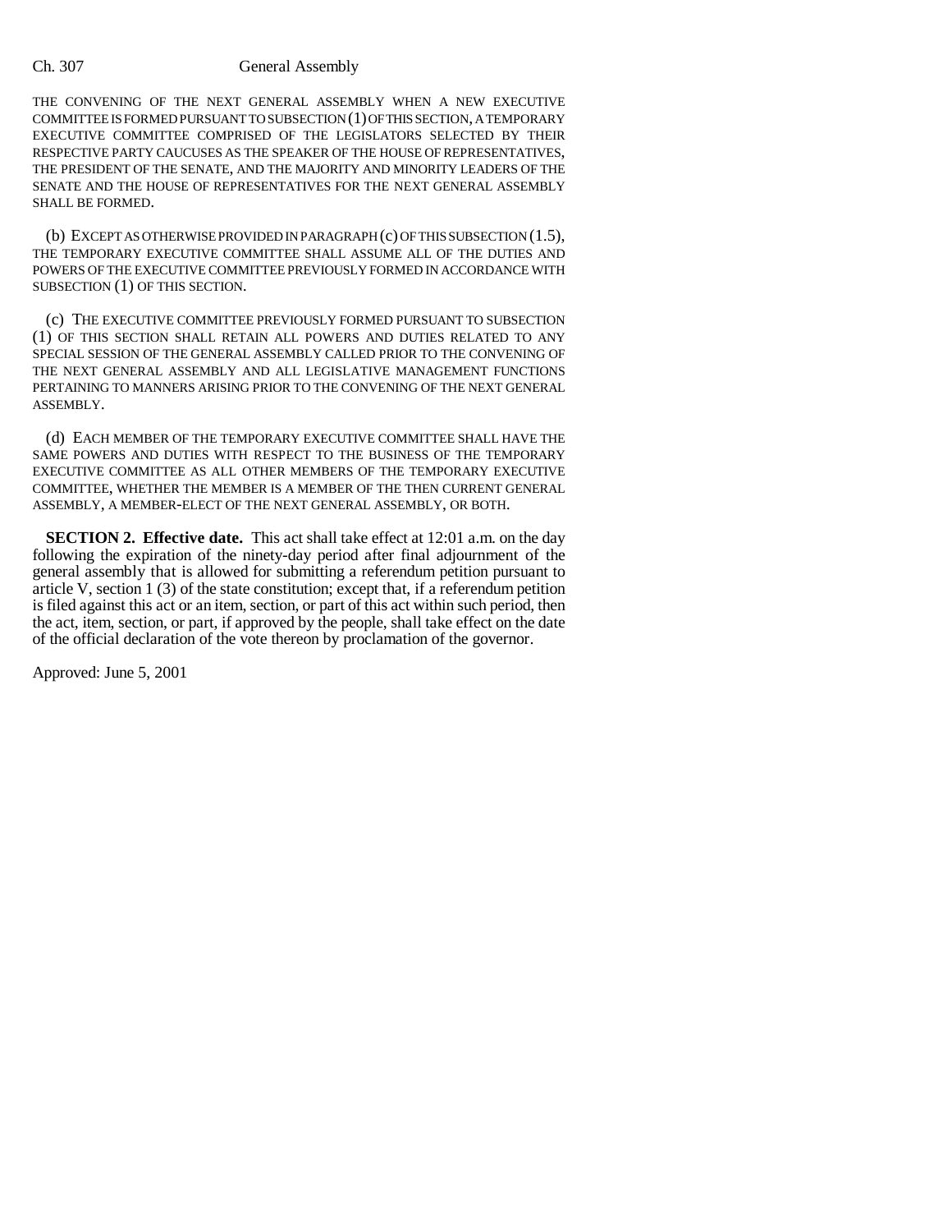THE CONVENING OF THE NEXT GENERAL ASSEMBLY WHEN A NEW EXECUTIVE COMMITTEE IS FORMED PURSUANT TO SUBSECTION (1) OF THIS SECTION, A TEMPORARY EXECUTIVE COMMITTEE COMPRISED OF THE LEGISLATORS SELECTED BY THEIR RESPECTIVE PARTY CAUCUSES AS THE SPEAKER OF THE HOUSE OF REPRESENTATIVES, THE PRESIDENT OF THE SENATE, AND THE MAJORITY AND MINORITY LEADERS OF THE SENATE AND THE HOUSE OF REPRESENTATIVES FOR THE NEXT GENERAL ASSEMBLY SHALL BE FORMED.

(b) EXCEPT AS OTHERWISE PROVIDED IN PARAGRAPH (c) OF THIS SUBSECTION (1.5), THE TEMPORARY EXECUTIVE COMMITTEE SHALL ASSUME ALL OF THE DUTIES AND POWERS OF THE EXECUTIVE COMMITTEE PREVIOUSLY FORMED IN ACCORDANCE WITH SUBSECTION (1) OF THIS SECTION.

(c) THE EXECUTIVE COMMITTEE PREVIOUSLY FORMED PURSUANT TO SUBSECTION (1) OF THIS SECTION SHALL RETAIN ALL POWERS AND DUTIES RELATED TO ANY SPECIAL SESSION OF THE GENERAL ASSEMBLY CALLED PRIOR TO THE CONVENING OF THE NEXT GENERAL ASSEMBLY AND ALL LEGISLATIVE MANAGEMENT FUNCTIONS PERTAINING TO MANNERS ARISING PRIOR TO THE CONVENING OF THE NEXT GENERAL ASSEMBLY.

(d) EACH MEMBER OF THE TEMPORARY EXECUTIVE COMMITTEE SHALL HAVE THE SAME POWERS AND DUTIES WITH RESPECT TO THE BUSINESS OF THE TEMPORARY EXECUTIVE COMMITTEE AS ALL OTHER MEMBERS OF THE TEMPORARY EXECUTIVE COMMITTEE, WHETHER THE MEMBER IS A MEMBER OF THE THEN CURRENT GENERAL ASSEMBLY, A MEMBER-ELECT OF THE NEXT GENERAL ASSEMBLY, OR BOTH.

**SECTION 2. Effective date.** This act shall take effect at 12:01 a.m. on the day following the expiration of the ninety-day period after final adjournment of the general assembly that is allowed for submitting a referendum petition pursuant to article V, section 1 (3) of the state constitution; except that, if a referendum petition is filed against this act or an item, section, or part of this act within such period, then the act, item, section, or part, if approved by the people, shall take effect on the date of the official declaration of the vote thereon by proclamation of the governor.

Approved: June 5, 2001